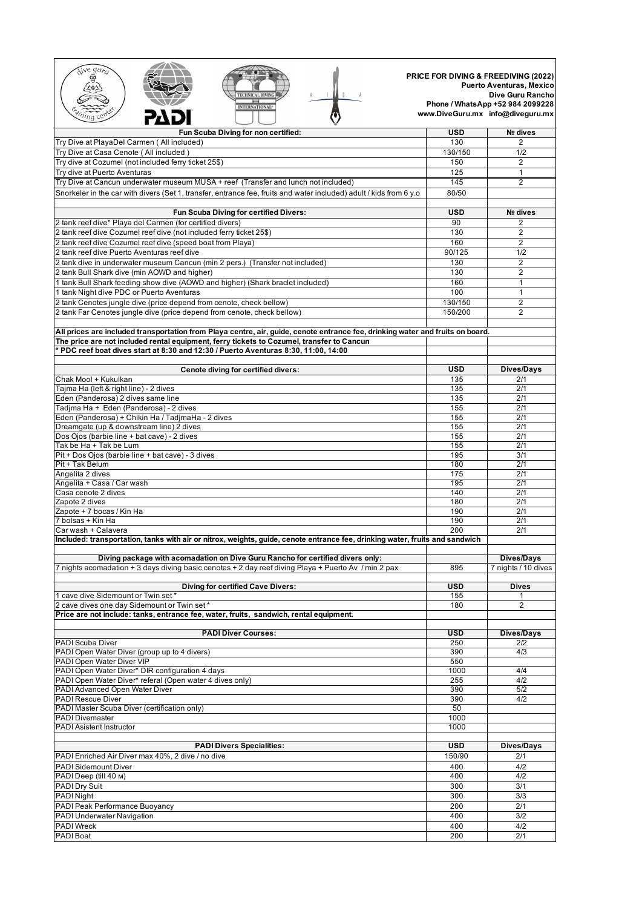**PRICE FOR DIVING & FREEDIVING (2022)**
**Puerto Aventuras, Mexico**
**Dive Guru Rancho**
**Phone / WhatsApp +52 984 2099228**
**www.DiveGuru.mx info@diveguru.mx**

| Fun Scuba Diving for non certified: | USD | № dives |
|---|---|---|
| Try Dive at PlayaDel Carmen ( All included) | 130 | 2 |
| Try Dive at Casa Cenote ( All included ) | 130/150 | 1/2 |
| Try dive at Cozumel (not included ferry ticket 25$) | 150 | 2 |
| Try dive at Puerto Aventuras | 125 | 1 |
| Try Dive at Cancun underwater museum MUSA + reef (Transfer and lunch not included) | 145 | 2 |
| Snorkeler in the car with divers (Set 1, transfer, entrance fee, fruits and water included) adult / kids from 6 y.o | 80/50 | |

| Fun Scuba Diving for certified Divers: | USD | № dives |
|---|---|---|
| 2 tank reef dive* Playa del Carmen (for certified divers) | 90 | 2 |
| 2 tank reef dive Cozumel reef dive (not included ferry ticket 25$) | 130 | 2 |
| 2 tank reef dive Cozumel reef dive (speed boat from Playa) | 160 | 2 |
| 2 tank reef dive Puerto Aventuras reef dive | 90/125 | 1/2 |
| 2 tank dive in underwater museum Cancun (min 2 pers.) (Transfer not included) | 130 | 2 |
| 2 tank Bull Shark dive (min AOWD and higher) | 130 | 2 |
| 1 tank Bull Shark feeding show dive (AOWD and higher) (Shark braclet included) | 160 | 1 |
| 1 tank Night dive PDC or Puerto Aventuras | 100 | 1 |
| 2 tank Cenotes jungle dive (price depend from cenote, check bellow) | 130/150 | 2 |
| 2 tank Far Cenotes jungle dive (price depend from cenote, check bellow) | 150/200 | 2 |

**All prices are included transportation from Playa centre, air, guide, cenote entrance fee, drinking water and fruits on board.**
**The price are not included rental equipment, ferry tickets to Cozumel, transfer to Cancun**
**\* PDC reef boat dives start at 8:30 and 12:30 / Puerto Aventuras 8:30, 11:00, 14:00**

| Cenote diving for certified divers: | USD | Dives/Days |
|---|---|---|
| Chak Mool + Kukulkan | 135 | 2/1 |
| Tajma Ha (left & right line) - 2 dives | 135 | 2/1 |
| Eden (Panderosa) 2 dives same line | 135 | 2/1 |
| Tadjma Ha + Eden (Panderosa) - 2 dives | 155 | 2/1 |
| Eden (Panderosa) + Chikin Ha / TadjmaHa - 2 dives | 155 | 2/1 |
| Dreamgate (up & downstream line) 2 dives | 155 | 2/1 |
| Dos Ojos (barbie line + bat cave) - 2 dives | 155 | 2/1 |
| Tak be Ha + Tak be Lum | 155 | 2/1 |
| Pit + Dos Ojos (barbie line + bat cave) - 3 dives | 195 | 3/1 |
| Pit + Tak Belum | 180 | 2/1 |
| Angelita 2 dives | 175 | 2/1 |
| Angelita + Casa / Car wash | 195 | 2/1 |
| Casa cenote 2 dives | 140 | 2/1 |
| Zapote 2 dives | 180 | 2/1 |
| Zapote + 7 bocas / Kin Ha | 190 | 2/1 |
| 7 bolsas + Kin Ha | 190 | 2/1 |
| Car wash + Calavera | 200 | 2/1 |

**Included: transportation, tanks with air or nitrox, weights, guide, cenote entrance fee, drinking water, fruits and sandwich**

| Diving package with acomadation on Dive Guru Rancho for certified divers only: | | Dives/Days |
|---|---|---|
| 7 nights acomadation + 3 days diving basic cenotes + 2 day reef diving Playa + Puerto Av / min 2 pax | 895 | 7 nights / 10 dives |

| Diving for certified Cave Divers: | USD | Dives |
|---|---|---|
| 1 cave dive Sidemount or Twin set * | 155 | 1 |
| 2 cave dives one day Sidemount or Twin set * | 180 | 2 |

**Price are not include: tanks, entrance fee, water, fruits, sandwich, rental equipment.**

| PADI Diver Courses: | USD | Dives/Days |
|---|---|---|
| PADI Scuba Diver | 250 | 2/2 |
| PADI Open Water Diver (group up to 4 divers) | 390 | 4/3 |
| PADI Open Water Diver VIP | 550 | |
| PADI Open Water Diver* DIR configuration 4 days | 1000 | 4/4 |
| PADI Open Water Diver* referal (Open water 4 dives only) | 255 | 4/2 |
| PADI Advanced Open Water Diver | 390 | 5/2 |
| PADI Rescue Diver | 390 | 4/2 |
| PADI Master Scuba Diver (certification only) | 50 | |
| PADI Divemaster | 1000 | |
| PADI Asistent Instructor | 1000 | |

| PADI Divers Specialities: | USD | Dives/Days |
|---|---|---|
| PADI Enriched Air Diver max 40%, 2 dive / no dive | 150/90 | 2/1 |
| PADI Sidemount Diver | 400 | 4/2 |
| PADI Deep (till 40 м) | 400 | 4/2 |
| PADI Dry Suit | 300 | 3/1 |
| PADI Night | 300 | 3/3 |
| PADI Peak Performance Buoyancy | 200 | 2/1 |
| PADI Underwater Navigation | 400 | 3/2 |
| PADI Wreck | 400 | 4/2 |
| PADI Boat | 200 | 2/1 |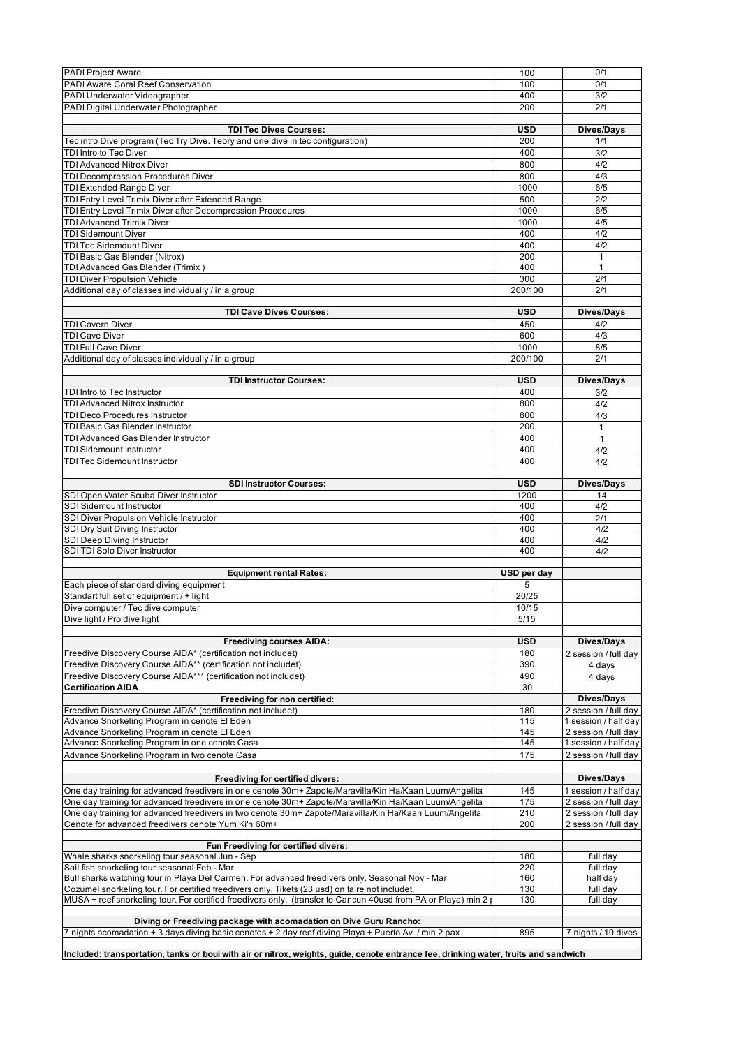| | | |
|---|---|---|
| PADI Project Aware | 100 | 0/1 |
| PADI Aware Coral Reef Conservation | 100 | 0/1 |
| PADI Underwater Videographer | 400 | 3/2 |
| PADI Digital Underwater Photographer | 200 | 2/1 |
| | | |
| **TDI Tec Dives Courses:** | **USD** | **Dives/Days** |
| Tec intro Dive program (Tec Try Dive. Teory and one dive in tec configuration) | 200 | 1/1 |
| TDI Intro to Tec Diver | 400 | 3/2 |
| TDI Advanced Nitrox Diver | 800 | 4/2 |
| TDI Decompression Procedures Diver | 800 | 4/3 |
| TDI Extended Range Diver | 1000 | 6/5 |
| TDI Entry Level Trimix Diver after Extended Range | 500 | 2/2 |
| TDI Entry Level Trimix Diver after Decompression Procedures | 1000 | 6/5 |
| TDI Advanced Trimix Diver | 1000 | 4/5 |
| TDI Sidemount Diver | 400 | 4/2 |
| TDI Tec Sidemount Diver | 400 | 4/2 |
| TDI Basic Gas Blender (Nitrox) | 200 | 1 |
| TDI Advanced Gas Blender (Trimix ) | 400 | 1 |
| TDI Diver Propulsion Vehicle | 300 | 2/1 |
| Additional day of classes individually / in a group | 200/100 | 2/1 |
| | | |
| **TDI Cave Dives Courses:** | **USD** | **Dives/Days** |
| TDI Cavern Diver | 450 | 4/2 |
| TDI Cave Diver | 600 | 4/3 |
| TDI Full Cave Diver | 1000 | 8/5 |
| Additional day of classes individually / in a group | 200/100 | 2/1 |
| | | |
| **TDI Instructor Courses:** | **USD** | **Dives/Days** |
| TDI Intro to Tec Instructor | 400 | 3/2 |
| TDI Advanced Nitrox Instructor | 800 | 4/2 |
| TDI Deco Procedures Instructor | 800 | 4/3 |
| TDI Basic Gas Blender Instructor | 200 | 1 |
| TDI Advanced Gas Blender Instructor | 400 | 1 |
| TDI Sidemount Instructor | 400 | 4/2 |
| TDI Tec Sidemount Instructor | 400 | 4/2 |
| | | |
| **SDI Instructor Courses:** | **USD** | **Dives/Days** |
| SDI Open Water Scuba Diver Instructor | 1200 | 14 |
| SDI Sidemount Instructor | 400 | 4/2 |
| SDI Diver Propulsion Vehicle Instructor | 400 | 2/1 |
| SDI Dry Suit Diving Instructor | 400 | 4/2 |
| SDI Deep Diving Instructor | 400 | 4/2 |
| SDI TDI Solo Diver Instructor | 400 | 4/2 |
| | | |
| **Equipment rental Rates:** | **USD per day** | |
| Each piece of standard diving equipment | 5 | |
| Standart full set of equipment / + light | 20/25 | |
| Dive computer / Tec dive computer | 10/15 | |
| Dive light / Pro dive light | 5/15 | |
| | | |
| **Freediving courses AIDA:** | **USD** | **Dives/Days** |
| Freedive Discovery Course AIDA* (certification not includet) | 180 | 2 session / full day |
| Freedive Discovery Course AIDA** (certification not includet) | 390 | 4 days |
| Freedive Discovery Course AIDA*** (certification not includet) | 490 | 4 days |
| **Certification AIDA** | 30 | |
| **Freediving for non certified:** | | **Dives/Days** |
| Freedive Discovery Course AIDA* (certification not includet) | 180 | 2 session / full day |
| Advance Snorkeling Program in cenote El Eden | 115 | 1 session / half day |
| Advance Snorkeling Program in cenote El Eden | 145 | 2 session / full day |
| Advance Snorkeling Program in one cenote Casa | 145 | 1 session / half day |
| Advance Snorkeling Program in two cenote Casa | 175 | 2 session / full day |
| | | |
| **Freediving for certified divers:** | | **Dives/Days** |
| One day training for advanced freedivers in one cenote 30m+ Zapote/Maravilla/Kin Ha/Kaan Luum/Angelita | 145 | 1 session / half day |
| One day training for advanced freedivers in one cenote 30m+ Zapote/Maravilla/Kin Ha/Kaan Luum/Angelita | 175 | 2 session / full day |
| One day training for advanced freedivers in two cenote 30m+ Zapote/Maravilla/Kin Ha/Kaan Luum/Angelita | 210 | 2 session / full day |
| Cenote for advanced freedivers cenote Yum Ki'n 60m+ | 200 | 2 session / full day |
| | | |
| **Fun Freediving for certified divers:** | | |
| Whale sharks snorkeling tour seasonal Jun - Sep | 180 | full day |
| Sail fish snorkeling tour seasonal Feb - Mar | 220 | full day |
| Bull sharks watching tour in Playa Del Carmen. For advanced freedivers only. Seasonal Nov - Mar | 160 | half day |
| Cozumel snorkeling tour. For certified freedivers only. Tikets (23 usd) on faire not includet. | 130 | full day |
| MUSA + reef snorkeling tour. For certified freedivers only. (transfer to Cancun 40usd from PA or Playa) min 2 p | 130 | full day |
| | | |
| **Diving or Freediving package with acomadation on Dive Guru Rancho:** | | |
| 7 nights acomadation + 3 days diving basic cenotes + 2 day reef diving Playa + Puerto Av / min 2 pax | 895 | 7 nights / 10 dives |
| | | |
| **Included: transportation, tanks or boui with air or nitrox, weights, guide, cenote entrance fee, drinking water, fruits and sandwich** | | |